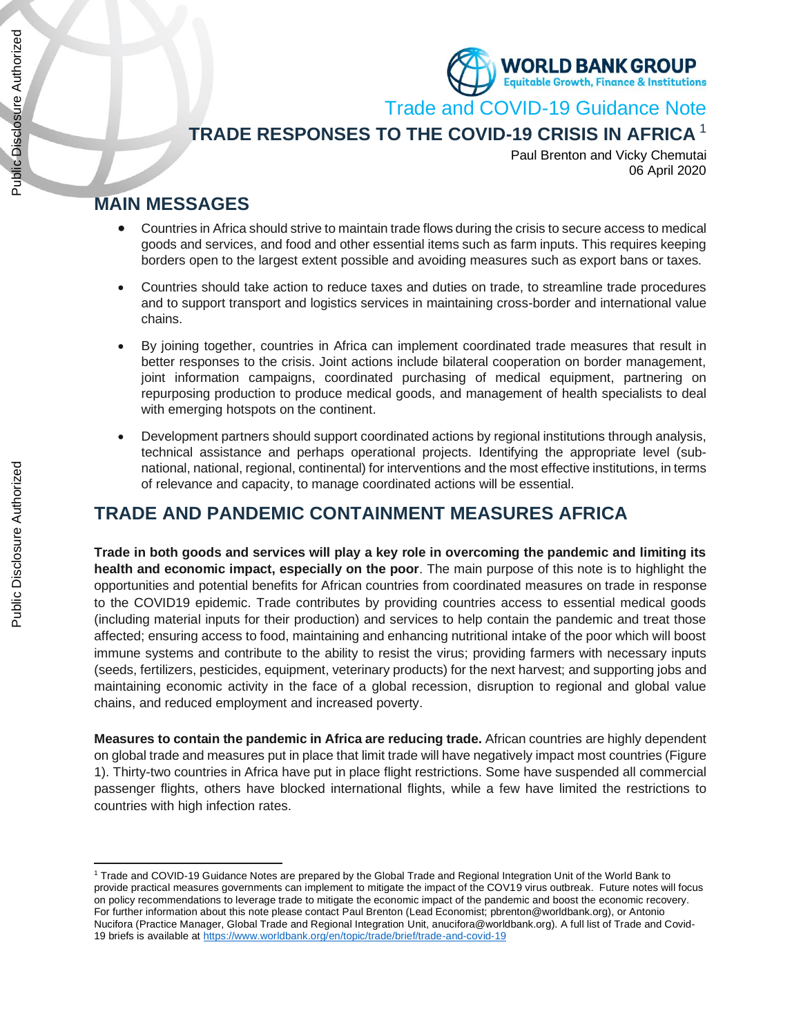# Trade and COVID-19 Guidance Note

## TRADE RESPONSES TO THE COVID-19 CRISIS IN AFRICA [1]

Paul Brenton and Vicky Chemutai
06 April 2020

## MAIN MESSAGES

- Countries in Africa should strive to maintain trade flows during the crisis to secure access to medical goods and services, and food and other essential items such as farm inputs. This requires keeping borders open to the largest extent possible and avoiding measures such as export bans or taxes.
- Countries should take action to reduce taxes and duties on trade, to streamline trade procedures and to support transport and logistics services in maintaining cross-border and international value chains.
- By joining together, countries in Africa can implement coordinated trade measures that result in better responses to the crisis. Joint actions include bilateral cooperation on border management, joint information campaigns, coordinated purchasing of medical equipment, partnering on repurposing production to produce medical goods, and management of health specialists to deal with emerging hotspots on the continent.
- Development partners should support coordinated actions by regional institutions through analysis, technical assistance and perhaps operational projects. Identifying the appropriate level (sub-national, national, regional, continental) for interventions and the most effective institutions, in terms of relevance and capacity, to manage coordinated actions will be essential.

## TRADE AND PANDEMIC CONTAINMENT MEASURES AFRICA

**Trade in both goods and services will play a key role in overcoming the pandemic and limiting its health and economic impact, especially on the poor**. The main purpose of this note is to highlight the opportunities and potential benefits for African countries from coordinated measures on trade in response to the COVID19 epidemic. Trade contributes by providing countries access to essential medical goods (including material inputs for their production) and services to help contain the pandemic and treat those affected; ensuring access to food, maintaining and enhancing nutritional intake of the poor which will boost immune systems and contribute to the ability to resist the virus; providing farmers with necessary inputs (seeds, fertilizers, pesticides, equipment, veterinary products) for the next harvest; and supporting jobs and maintaining economic activity in the face of a global recession, disruption to regional and global value chains, and reduced employment and increased poverty.

**Measures to contain the pandemic in Africa are reducing trade.** African countries are highly dependent on global trade and measures put in place that limit trade will have negatively impact most countries (Figure 1). Thirty-two countries in Africa have put in place flight restrictions. Some have suspended all commercial passenger flights, others have blocked international flights, while a few have limited the restrictions to countries with high infection rates.

---

[1] Trade and COVID-19 Guidance Notes are prepared by the Global Trade and Regional Integration Unit of the World Bank to provide practical measures governments can implement to mitigate the impact of the COV19 virus outbreak. Future notes will focus on policy recommendations to leverage trade to mitigate the economic impact of the pandemic and boost the economic recovery. For further information about this note please contact Paul Brenton (Lead Economist; pbrenton@worldbank.org), or Antonio Nucifora (Practice Manager, Global Trade and Regional Integration Unit, anucifora@worldbank.org). A full list of Trade and Covid-19 briefs is available at https://www.worldbank.org/en/topic/trade/brief/trade-and-covid-19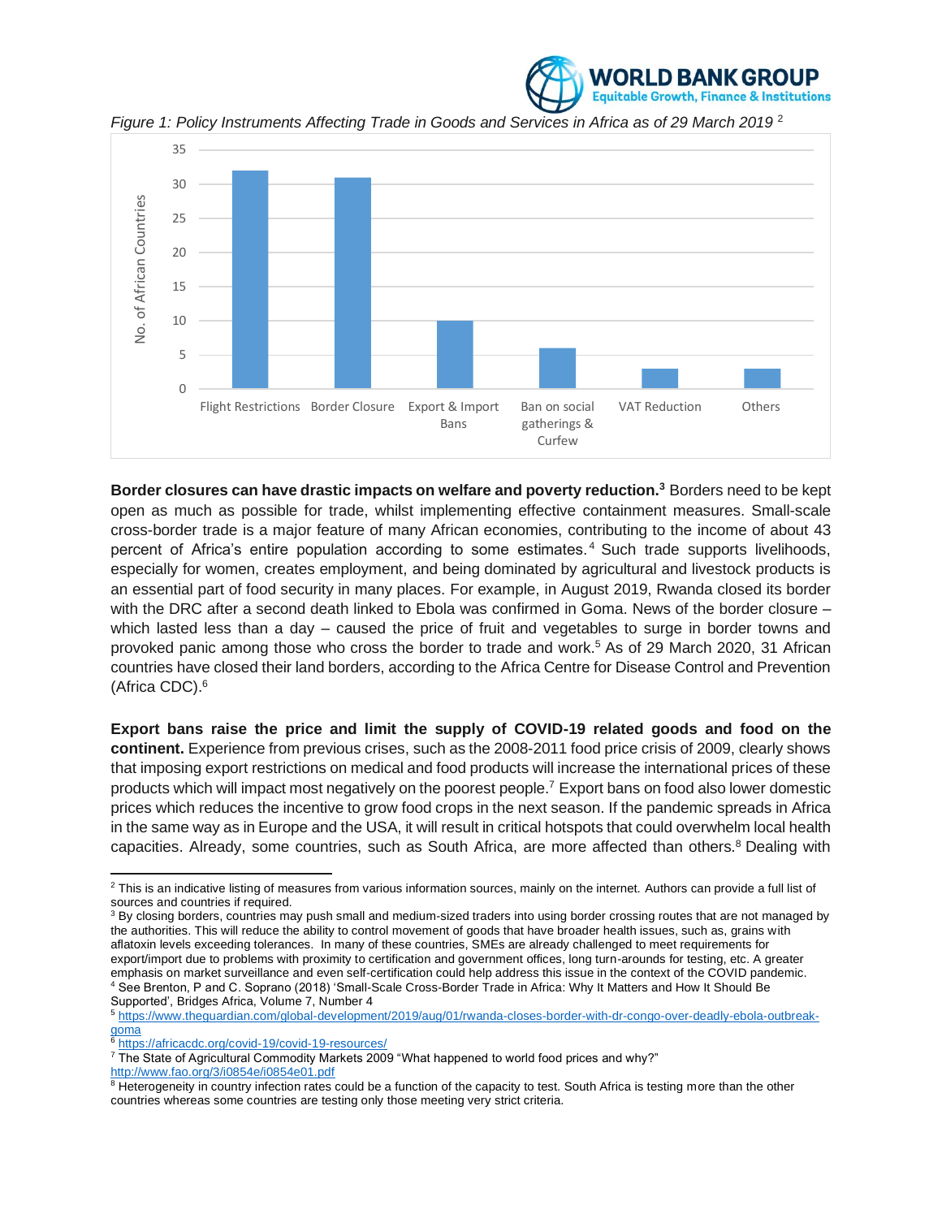*Figure 1: Policy Instruments Affecting Trade in Goods and Services in Africa as of 29 March 2019* [2]

| Policy instrument | No. of African Countries |
| --- | --- |
| Flight Restrictions | 32 |
| Border Closure | 31 |
| Export & Import Bans | 10 |
| Ban on social gatherings & Curfew | 6 |
| VAT Reduction | 3 |
| Others | 3 |

**Border closures can have drastic impacts on welfare and poverty reduction.**[3] Borders need to be kept open as much as possible for trade, whilst implementing effective containment measures. Small-scale cross-border trade is a major feature of many African economies, contributing to the income of about 43 percent of Africa's entire population according to some estimates.[4] Such trade supports livelihoods, especially for women, creates employment, and being dominated by agricultural and livestock products is an essential part of food security in many places. For example, in August 2019, Rwanda closed its border with the DRC after a second death linked to Ebola was confirmed in Goma. News of the border closure – which lasted less than a day – caused the price of fruit and vegetables to surge in border towns and provoked panic among those who cross the border to trade and work.[5] As of 29 March 2020, 31 African countries have closed their land borders, according to the Africa Centre for Disease Control and Prevention (Africa CDC).[6]

**Export bans raise the price and limit the supply of COVID-19 related goods and food on the continent.** Experience from previous crises, such as the 2008-2011 food price crisis of 2009, clearly shows that imposing export restrictions on medical and food products will increase the international prices of these products which will impact most negatively on the poorest people.[7] Export bans on food also lower domestic prices which reduces the incentive to grow food crops in the next season. If the pandemic spreads in Africa in the same way as in Europe and the USA, it will result in critical hotspots that could overwhelm local health capacities. Already, some countries, such as South Africa, are more affected than others.[8] Dealing with

---

[2] This is an indicative listing of measures from various information sources, mainly on the internet. Authors can provide a full list of sources and countries if required.

[3] By closing borders, countries may push small and medium-sized traders into using border crossing routes that are not managed by the authorities. This will reduce the ability to control movement of goods that have broader health issues, such as, grains with aflatoxin levels exceeding tolerances. In many of these countries, SMEs are already challenged to meet requirements for export/import due to problems with proximity to certification and government offices, long turn-arounds for testing, etc. A greater emphasis on market surveillance and even self-certification could help address this issue in the context of the COVID pandemic.

[4] See Brenton, P and C. Soprano (2018) 'Small-Scale Cross-Border Trade in Africa: Why It Matters and How It Should Be Supported', Bridges Africa, Volume 7, Number 4

[5] https://www.theguardian.com/global-development/2019/aug/01/rwanda-closes-border-with-dr-congo-over-deadly-ebola-outbreak-goma

[6] https://africacdc.org/covid-19/covid-19-resources/

[7] The State of Agricultural Commodity Markets 2009 "What happened to world food prices and why?" http://www.fao.org/3/i0854e/i0854e01.pdf

[8] Heterogeneity in country infection rates could be a function of the capacity to test. South Africa is testing more than the other countries whereas some countries are testing only those meeting very strict criteria.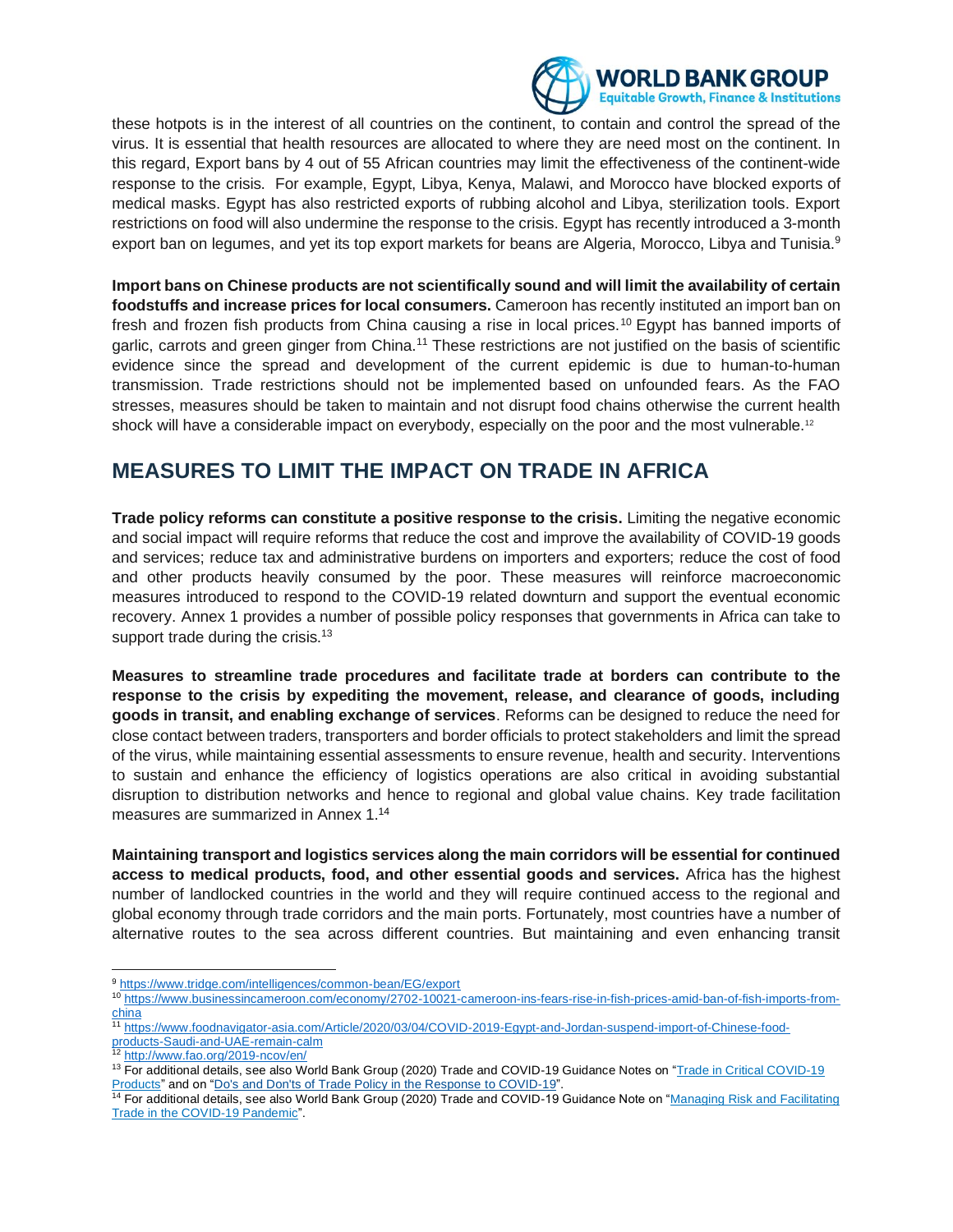these hotpots is in the interest of all countries on the continent, to contain and control the spread of the virus. It is essential that health resources are allocated to where they are need most on the continent. In this regard, Export bans by 4 out of 55 African countries may limit the effectiveness of the continent-wide response to the crisis. For example, Egypt, Libya, Kenya, Malawi, and Morocco have blocked exports of medical masks. Egypt has also restricted exports of rubbing alcohol and Libya, sterilization tools. Export restrictions on food will also undermine the response to the crisis. Egypt has recently introduced a 3-month export ban on legumes, and yet its top export markets for beans are Algeria, Morocco, Libya and Tunisia.[9]

**Import bans on Chinese products are not scientifically sound and will limit the availability of certain foodstuffs and increase prices for local consumers.** Cameroon has recently instituted an import ban on fresh and frozen fish products from China causing a rise in local prices.[10] Egypt has banned imports of garlic, carrots and green ginger from China.[11] These restrictions are not justified on the basis of scientific evidence since the spread and development of the current epidemic is due to human-to-human transmission. Trade restrictions should not be implemented based on unfounded fears. As the FAO stresses, measures should be taken to maintain and not disrupt food chains otherwise the current health shock will have a considerable impact on everybody, especially on the poor and the most vulnerable.[12]

## MEASURES TO LIMIT THE IMPACT ON TRADE IN AFRICA

**Trade policy reforms can constitute a positive response to the crisis.** Limiting the negative economic and social impact will require reforms that reduce the cost and improve the availability of COVID-19 goods and services; reduce tax and administrative burdens on importers and exporters; reduce the cost of food and other products heavily consumed by the poor. These measures will reinforce macroeconomic measures introduced to respond to the COVID-19 related downturn and support the eventual economic recovery. Annex 1 provides a number of possible policy responses that governments in Africa can take to support trade during the crisis.[13]

**Measures to streamline trade procedures and facilitate trade at borders can contribute to the response to the crisis by expediting the movement, release, and clearance of goods, including goods in transit, and enabling exchange of services**. Reforms can be designed to reduce the need for close contact between traders, transporters and border officials to protect stakeholders and limit the spread of the virus, while maintaining essential assessments to ensure revenue, health and security. Interventions to sustain and enhance the efficiency of logistics operations are also critical in avoiding substantial disruption to distribution networks and hence to regional and global value chains. Key trade facilitation measures are summarized in Annex 1.[14]

**Maintaining transport and logistics services along the main corridors will be essential for continued access to medical products, food, and other essential goods and services.** Africa has the highest number of landlocked countries in the world and they will require continued access to the regional and global economy through trade corridors and the main ports. Fortunately, most countries have a number of alternative routes to the sea across different countries. But maintaining and even enhancing transit

---

[9] https://www.tridge.com/intelligences/common-bean/EG/export

[10] https://www.businessincameroon.com/economy/2702-10021-cameroon-ins-fears-rise-in-fish-prices-amid-ban-of-fish-imports-from-china

[11] https://www.foodnavigator-asia.com/Article/2020/03/04/COVID-2019-Egypt-and-Jordan-suspend-import-of-Chinese-food-products-Saudi-and-UAE-remain-calm

[12] http://www.fao.org/2019-ncov/en/

[13] For additional details, see also World Bank Group (2020) Trade and COVID-19 Guidance Notes on "Trade in Critical COVID-19 Products" and on "Do's and Don'ts of Trade Policy in the Response to COVID-19".

[14] For additional details, see also World Bank Group (2020) Trade and COVID-19 Guidance Note on "Managing Risk and Facilitating Trade in the COVID-19 Pandemic".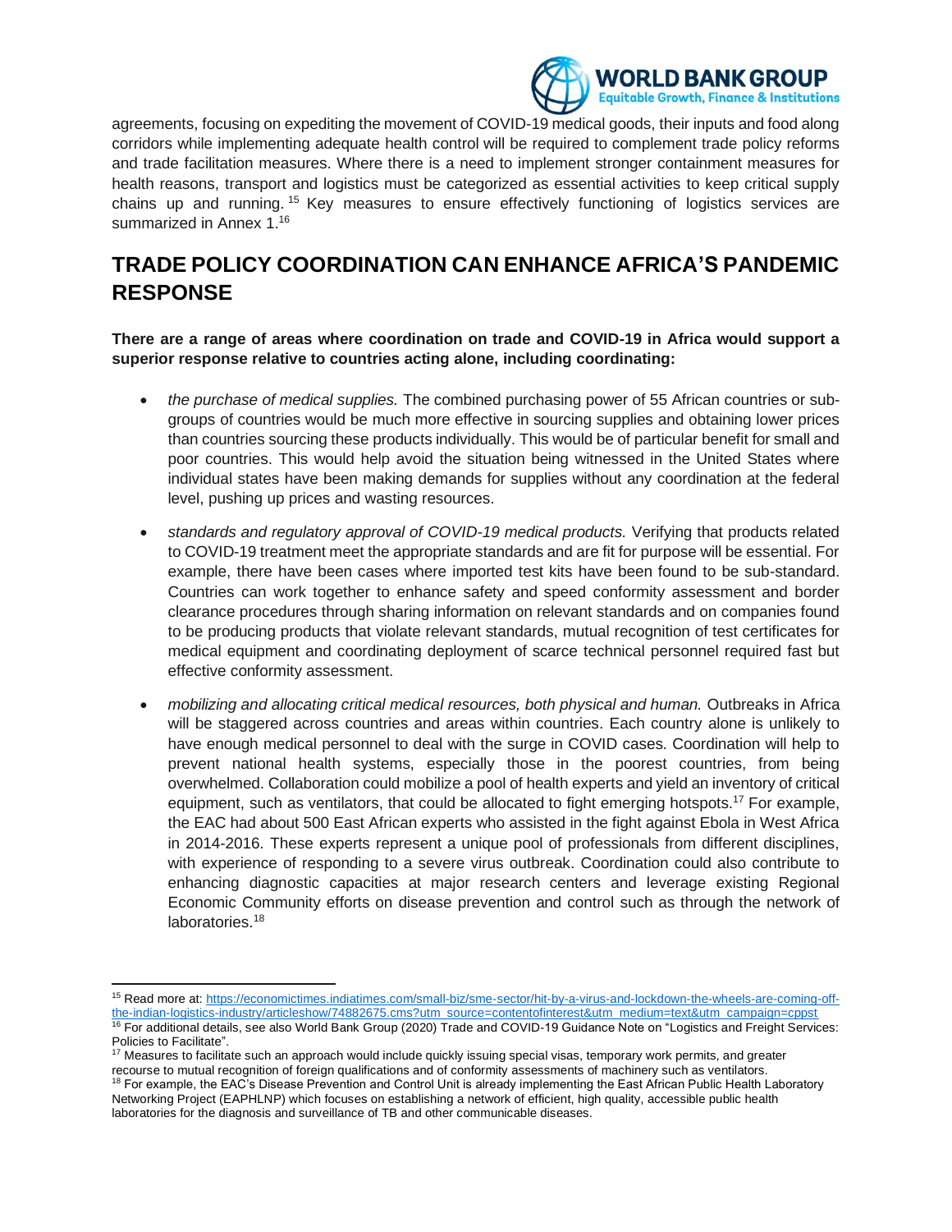agreements, focusing on expediting the movement of COVID-19 medical goods, their inputs and food along corridors while implementing adequate health control will be required to complement trade policy reforms and trade facilitation measures. Where there is a need to implement stronger containment measures for health reasons, transport and logistics must be categorized as essential activities to keep critical supply chains up and running.[15] Key measures to ensure effectively functioning of logistics services are summarized in Annex 1.[16]

## TRADE POLICY COORDINATION CAN ENHANCE AFRICA'S PANDEMIC RESPONSE

**There are a range of areas where coordination on trade and COVID-19 in Africa would support a superior response relative to countries acting alone, including coordinating:**

- *the purchase of medical supplies.* The combined purchasing power of 55 African countries or sub-groups of countries would be much more effective in sourcing supplies and obtaining lower prices than countries sourcing these products individually. This would be of particular benefit for small and poor countries. This would help avoid the situation being witnessed in the United States where individual states have been making demands for supplies without any coordination at the federal level, pushing up prices and wasting resources.

- *standards and regulatory approval of COVID-19 medical products.* Verifying that products related to COVID-19 treatment meet the appropriate standards and are fit for purpose will be essential. For example, there have been cases where imported test kits have been found to be sub-standard. Countries can work together to enhance safety and speed conformity assessment and border clearance procedures through sharing information on relevant standards and on companies found to be producing products that violate relevant standards, mutual recognition of test certificates for medical equipment and coordinating deployment of scarce technical personnel required fast but effective conformity assessment.

- *mobilizing and allocating critical medical resources, both physical and human.* Outbreaks in Africa will be staggered across countries and areas within countries. Each country alone is unlikely to have enough medical personnel to deal with the surge in COVID cases. Coordination will help to prevent national health systems, especially those in the poorest countries, from being overwhelmed. Collaboration could mobilize a pool of health experts and yield an inventory of critical equipment, such as ventilators, that could be allocated to fight emerging hotspots.[17] For example, the EAC had about 500 East African experts who assisted in the fight against Ebola in West Africa in 2014-2016. These experts represent a unique pool of professionals from different disciplines, with experience of responding to a severe virus outbreak. Coordination could also contribute to enhancing diagnostic capacities at major research centers and leverage existing Regional Economic Community efforts on disease prevention and control such as through the network of laboratories.[18]

---

[15] Read more at: https://economictimes.indiatimes.com/small-biz/sme-sector/hit-by-a-virus-and-lockdown-the-wheels-are-coming-off-the-indian-logistics-industry/articleshow/74882675.cms?utm_source=contentofinterest&utm_medium=text&utm_campaign=cppst

[16] For additional details, see also World Bank Group (2020) Trade and COVID-19 Guidance Note on "Logistics and Freight Services: Policies to Facilitate".

[17] Measures to facilitate such an approach would include quickly issuing special visas, temporary work permits, and greater recourse to mutual recognition of foreign qualifications and of conformity assessments of machinery such as ventilators.

[18] For example, the EAC's Disease Prevention and Control Unit is already implementing the East African Public Health Laboratory Networking Project (EAPHLNP) which focuses on establishing a network of efficient, high quality, accessible public health laboratories for the diagnosis and surveillance of TB and other communicable diseases.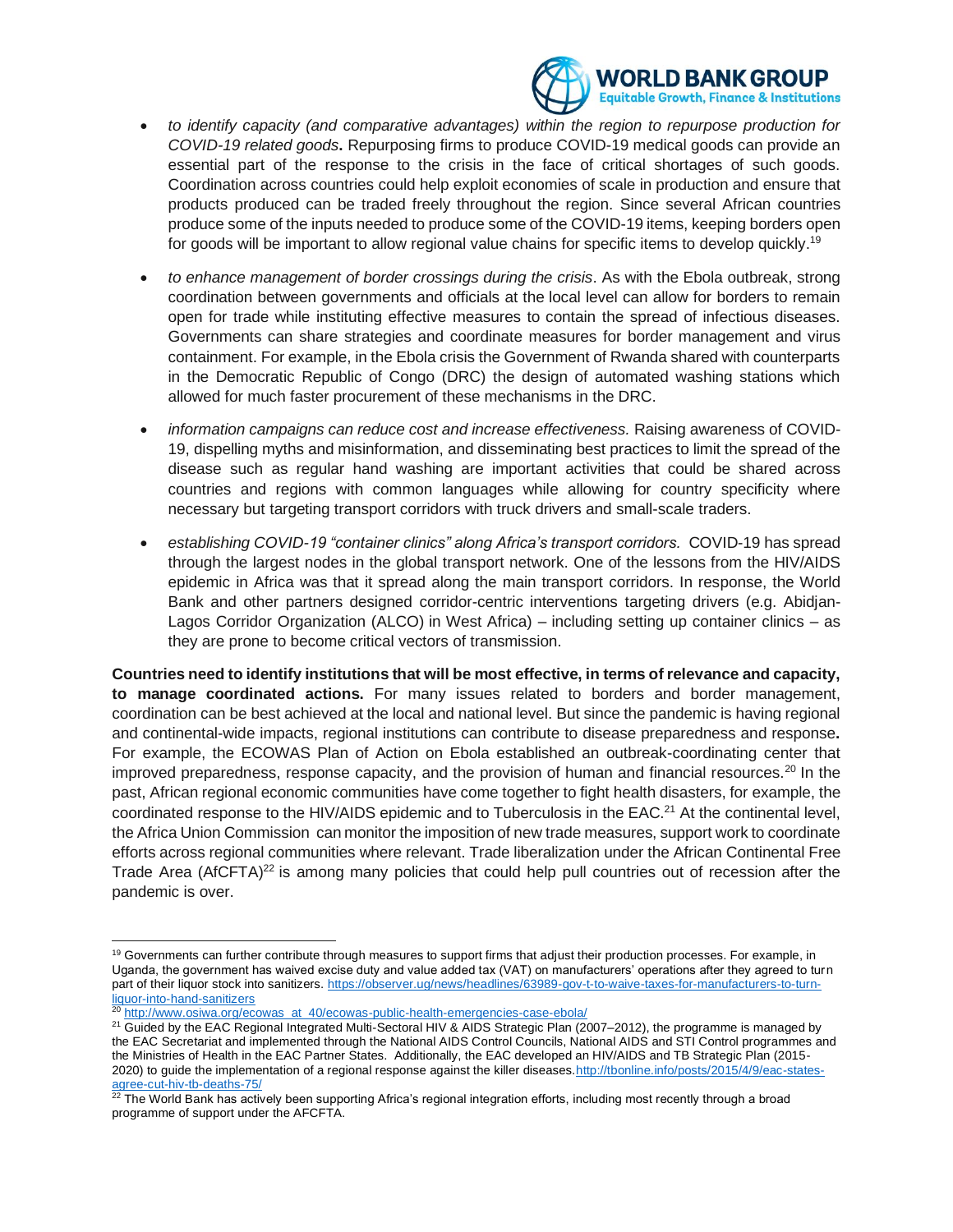- *to identify capacity (and comparative advantages) within the region to repurpose production for COVID-19 related goods***.** Repurposing firms to produce COVID-19 medical goods can provide an essential part of the response to the crisis in the face of critical shortages of such goods. Coordination across countries could help exploit economies of scale in production and ensure that products produced can be traded freely throughout the region. Since several African countries produce some of the inputs needed to produce some of the COVID-19 items, keeping borders open for goods will be important to allow regional value chains for specific items to develop quickly.[19]

- *to enhance management of border crossings during the crisis*. As with the Ebola outbreak, strong coordination between governments and officials at the local level can allow for borders to remain open for trade while instituting effective measures to contain the spread of infectious diseases. Governments can share strategies and coordinate measures for border management and virus containment. For example, in the Ebola crisis the Government of Rwanda shared with counterparts in the Democratic Republic of Congo (DRC) the design of automated washing stations which allowed for much faster procurement of these mechanisms in the DRC.

- *information campaigns can reduce cost and increase effectiveness.* Raising awareness of COVID-19, dispelling myths and misinformation, and disseminating best practices to limit the spread of the disease such as regular hand washing are important activities that could be shared across countries and regions with common languages while allowing for country specificity where necessary but targeting transport corridors with truck drivers and small-scale traders.

- *establishing COVID-19 "container clinics" along Africa's transport corridors.* COVID-19 has spread through the largest nodes in the global transport network. One of the lessons from the HIV/AIDS epidemic in Africa was that it spread along the main transport corridors. In response, the World Bank and other partners designed corridor-centric interventions targeting drivers (e.g. Abidjan-Lagos Corridor Organization (ALCO) in West Africa) – including setting up container clinics – as they are prone to become critical vectors of transmission.

**Countries need to identify institutions that will be most effective, in terms of relevance and capacity, to manage coordinated actions.** For many issues related to borders and border management, coordination can be best achieved at the local and national level. But since the pandemic is having regional and continental-wide impacts, regional institutions can contribute to disease preparedness and response**.** For example, the ECOWAS Plan of Action on Ebola established an outbreak-coordinating center that improved preparedness, response capacity, and the provision of human and financial resources.[20] In the past, African regional economic communities have come together to fight health disasters, for example, the coordinated response to the HIV/AIDS epidemic and to Tuberculosis in the EAC.[21] At the continental level, the Africa Union Commission can monitor the imposition of new trade measures, support work to coordinate efforts across regional communities where relevant. Trade liberalization under the African Continental Free Trade Area (AfCFTA)[22] is among many policies that could help pull countries out of recession after the pandemic is over.

---

[19] Governments can further contribute through measures to support firms that adjust their production processes. For example, in Uganda, the government has waived excise duty and value added tax (VAT) on manufacturers' operations after they agreed to turn part of their liquor stock into sanitizers. https://observer.ug/news/headlines/63989-gov-t-to-waive-taxes-for-manufacturers-to-turn-liquor-into-hand-sanitizers

[20] http://www.osiwa.org/ecowas_at_40/ecowas-public-health-emergencies-case-ebola/

[21] Guided by the EAC Regional Integrated Multi-Sectoral HIV & AIDS Strategic Plan (2007–2012), the programme is managed by the EAC Secretariat and implemented through the National AIDS Control Councils, National AIDS and STI Control programmes and the Ministries of Health in the EAC Partner States. Additionally, the EAC developed an HIV/AIDS and TB Strategic Plan (2015-2020) to guide the implementation of a regional response against the killer diseases. http://tbonline.info/posts/2015/4/9/eac-states-agree-cut-hiv-tb-deaths-75/

[22] The World Bank has actively been supporting Africa's regional integration efforts, including most recently through a broad programme of support under the AFCFTA.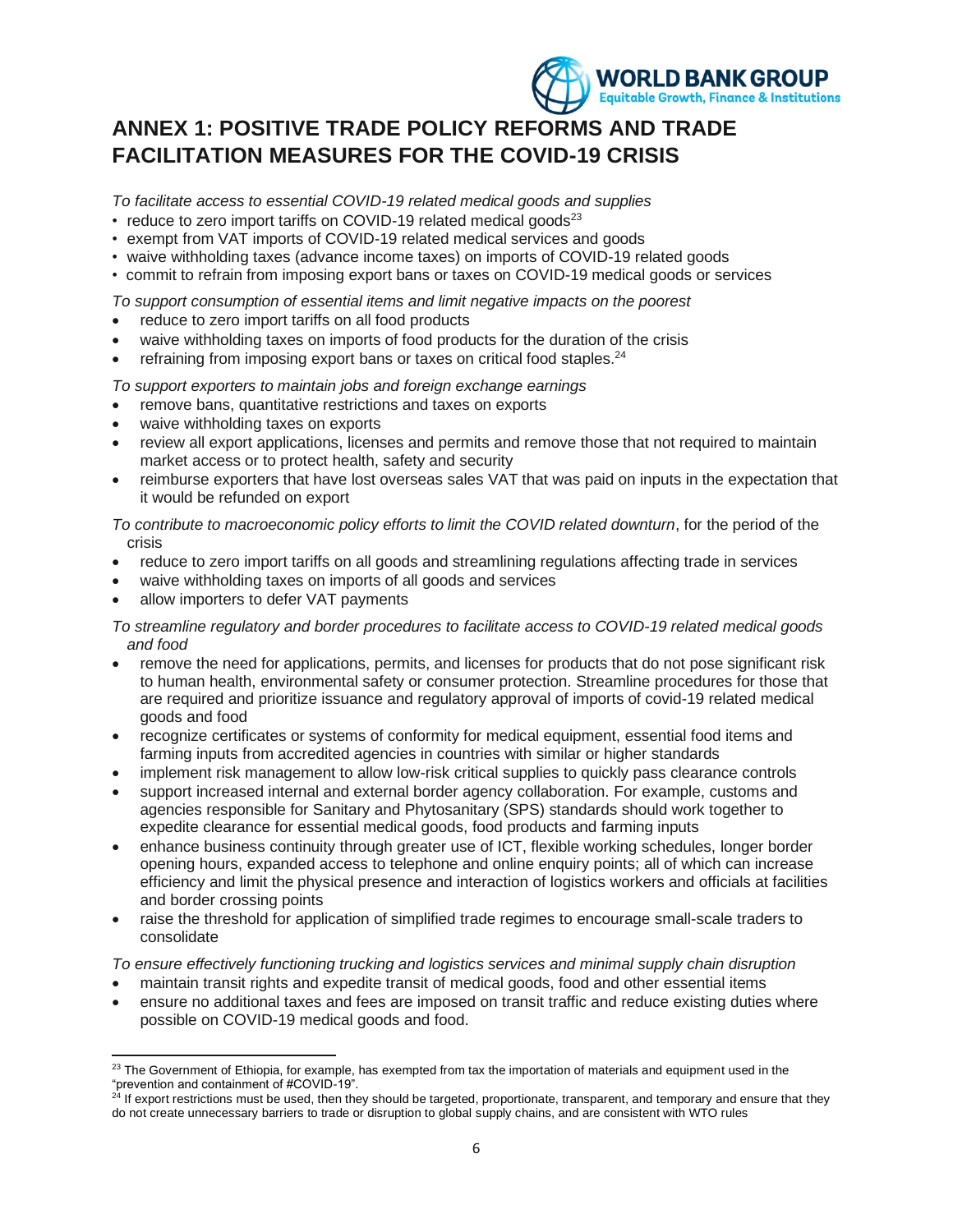# ANNEX 1: POSITIVE TRADE POLICY REFORMS AND TRADE FACILITATION MEASURES FOR THE COVID-19 CRISIS

*To facilitate access to essential COVID-19 related medical goods and supplies*

- reduce to zero import tariffs on COVID-19 related medical goods[23]
- exempt from VAT imports of COVID-19 related medical services and goods
- waive withholding taxes (advance income taxes) on imports of COVID-19 related goods
- commit to refrain from imposing export bans or taxes on COVID-19 medical goods or services

*To support consumption of essential items and limit negative impacts on the poorest*

- reduce to zero import tariffs on all food products
- waive withholding taxes on imports of food products for the duration of the crisis
- refraining from imposing export bans or taxes on critical food staples.[24]

*To support exporters to maintain jobs and foreign exchange earnings*

- remove bans, quantitative restrictions and taxes on exports
- waive withholding taxes on exports
- review all export applications, licenses and permits and remove those that not required to maintain market access or to protect health, safety and security
- reimburse exporters that have lost overseas sales VAT that was paid on inputs in the expectation that it would be refunded on export

*To contribute to macroeconomic policy efforts to limit the COVID related downturn*, for the period of the crisis

- reduce to zero import tariffs on all goods and streamlining regulations affecting trade in services
- waive withholding taxes on imports of all goods and services
- allow importers to defer VAT payments

*To streamline regulatory and border procedures to facilitate access to COVID-19 related medical goods and food*

- remove the need for applications, permits, and licenses for products that do not pose significant risk to human health, environmental safety or consumer protection. Streamline procedures for those that are required and prioritize issuance and regulatory approval of imports of covid-19 related medical goods and food
- recognize certificates or systems of conformity for medical equipment, essential food items and farming inputs from accredited agencies in countries with similar or higher standards
- implement risk management to allow low-risk critical supplies to quickly pass clearance controls
- support increased internal and external border agency collaboration. For example, customs and agencies responsible for Sanitary and Phytosanitary (SPS) standards should work together to expedite clearance for essential medical goods, food products and farming inputs
- enhance business continuity through greater use of ICT, flexible working schedules, longer border opening hours, expanded access to telephone and online enquiry points; all of which can increase efficiency and limit the physical presence and interaction of logistics workers and officials at facilities and border crossing points
- raise the threshold for application of simplified trade regimes to encourage small-scale traders to consolidate

*To ensure effectively functioning trucking and logistics services and minimal supply chain disruption*

- maintain transit rights and expedite transit of medical goods, food and other essential items
- ensure no additional taxes and fees are imposed on transit traffic and reduce existing duties where possible on COVID-19 medical goods and food.

---

[23] The Government of Ethiopia, for example, has exempted from tax the importation of materials and equipment used in the "prevention and containment of #COVID-19".

[24] If export restrictions must be used, then they should be targeted, proportionate, transparent, and temporary and ensure that they do not create unnecessary barriers to trade or disruption to global supply chains, and are consistent with WTO rules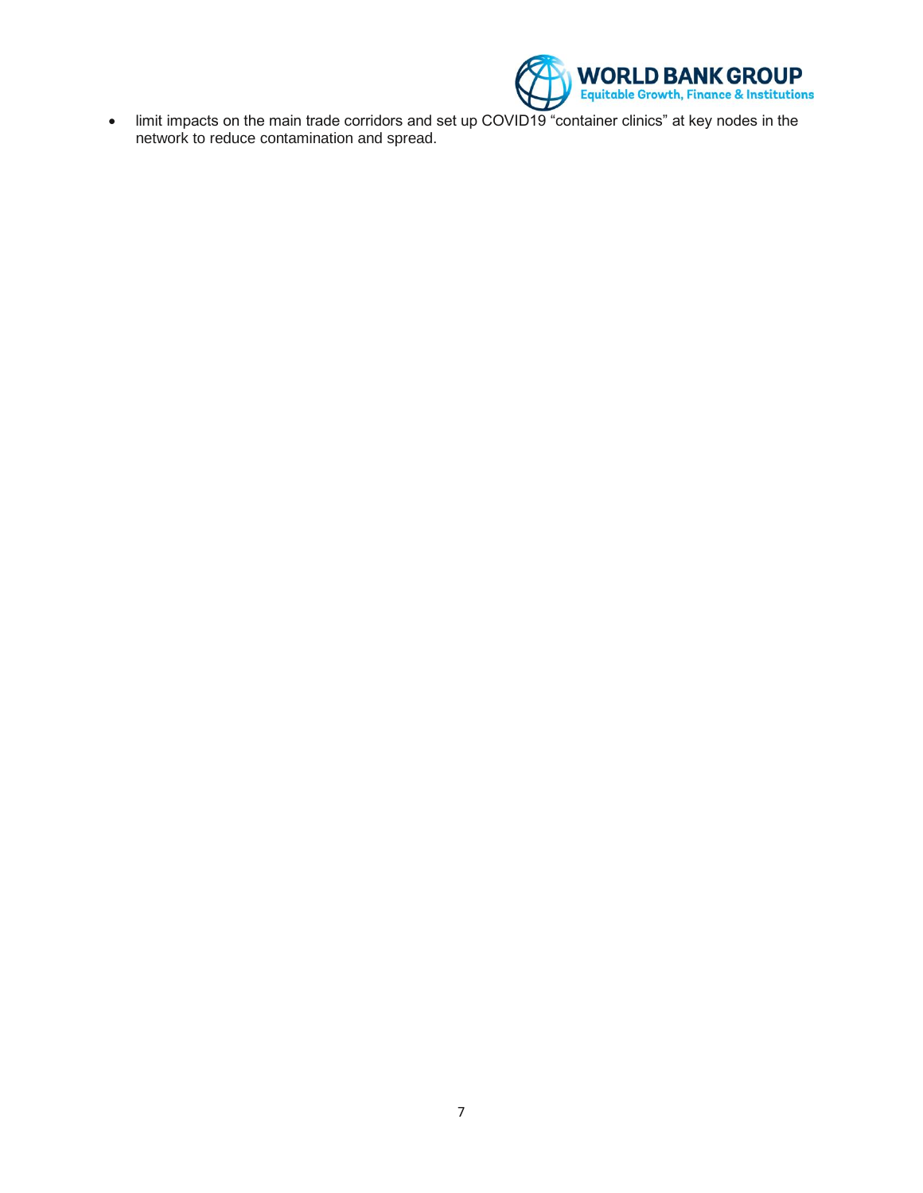- limit impacts on the main trade corridors and set up COVID19 “container clinics” at key nodes in the network to reduce contamination and spread.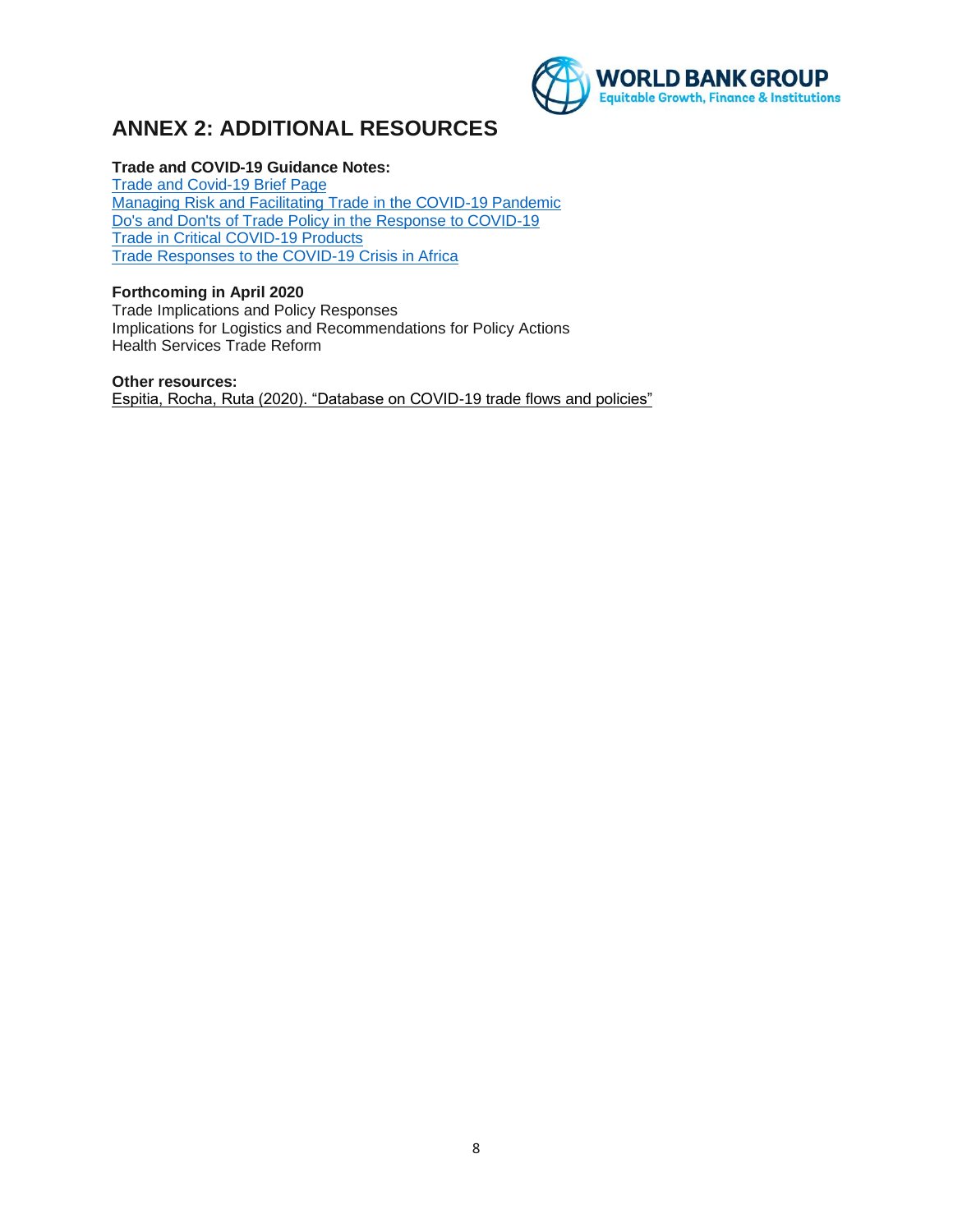# ANNEX 2: ADDITIONAL RESOURCES

**Trade and COVID-19 Guidance Notes:**
Trade and Covid-19 Brief Page
Managing Risk and Facilitating Trade in the COVID-19 Pandemic
Do's and Don'ts of Trade Policy in the Response to COVID-19
Trade in Critical COVID-19 Products
Trade Responses to the COVID-19 Crisis in Africa

**Forthcoming in April 2020**
Trade Implications and Policy Responses
Implications for Logistics and Recommendations for Policy Actions
Health Services Trade Reform

**Other resources:**
Espitia, Rocha, Ruta (2020). "Database on COVID-19 trade flows and policies"